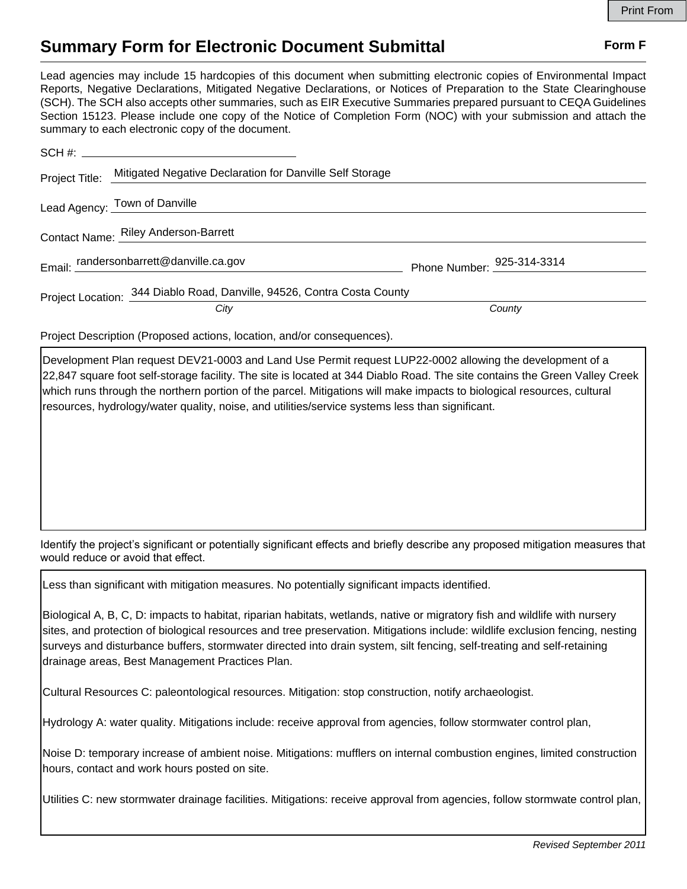Print From

# Summary Form for Electronic Document Submittal

**Form F**

Lead agencies may include 15 hardcopies of this document when submitting electronic copies of Environmental Impact Reports, Negative Declarations, Mitigated Negative Declarations, or Notices of Preparation to the State Clearinghouse (SCH). The SCH also accepts other summaries, such as EIR Executive Summaries prepared pursuant to CEQA Guidelines Section 15123. Please include one copy of the Notice of Completion Form (NOC) with your submission and attach the summary to each electronic copy of the document.

SCH #: ____________________

Project Title: Mitigated Negative Declaration for Danville Self Storage

Lead Agency: Town of Danville

Contact Name: Riley Anderson-Barrett

Email: randersonbarrett@danville.ca.gov

Phone Number: 925-314-3314

Project Location: 344 Diablo Road, Danville, 94526, Contra Costa County

*City* *County*

Project Description (Proposed actions, location, and/or consequences).

Development Plan request DEV21-0003 and Land Use Permit request LUP22-0002 allowing the development of a 22,847 square foot self-storage facility. The site is located at 344 Diablo Road. The site contains the Green Valley Creek which runs through the northern portion of the parcel. Mitigations will make impacts to biological resources, cultural resources, hydrology/water quality, noise, and utilities/service systems less than significant.

Identify the project's significant or potentially significant effects and briefly describe any proposed mitigation measures that would reduce or avoid that effect.

Less than significant with mitigation measures. No potentially significant impacts identified.

Biological A, B, C, D: impacts to habitat, riparian habitats, wetlands, native or migratory fish and wildlife with nursery sites, and protection of biological resources and tree preservation. Mitigations include: wildlife exclusion fencing, nesting surveys and disturbance buffers, stormwater directed into drain system, silt fencing, self-treating and self-retaining drainage areas, Best Management Practices Plan.

Cultural Resources C: paleontological resources. Mitigation: stop construction, notify archaeologist.

Hydrology A: water quality. Mitigations include: receive approval from agencies, follow stormwater control plan,

Noise D: temporary increase of ambient noise. Mitigations: mufflers on internal combustion engines, limited construction hours, contact and work hours posted on site.

Utilities C: new stormwater drainage facilities. Mitigations: receive approval from agencies, follow stormwate control plan,

*Revised September 2011*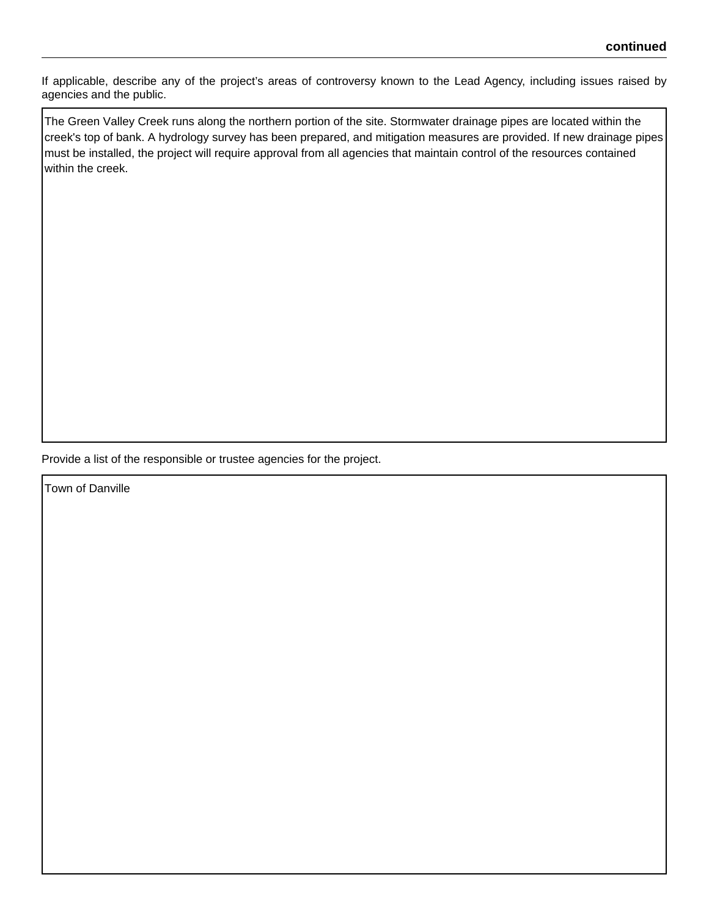**continued**

If applicable, describe any of the project's areas of controversy known to the Lead Agency, including issues raised by agencies and the public.

The Green Valley Creek runs along the northern portion of the site. Stormwater drainage pipes are located within the creek's top of bank. A hydrology survey has been prepared, and mitigation measures are provided. If new drainage pipes must be installed, the project will require approval from all agencies that maintain control of the resources contained within the creek.

Provide a list of the responsible or trustee agencies for the project.

Town of Danville